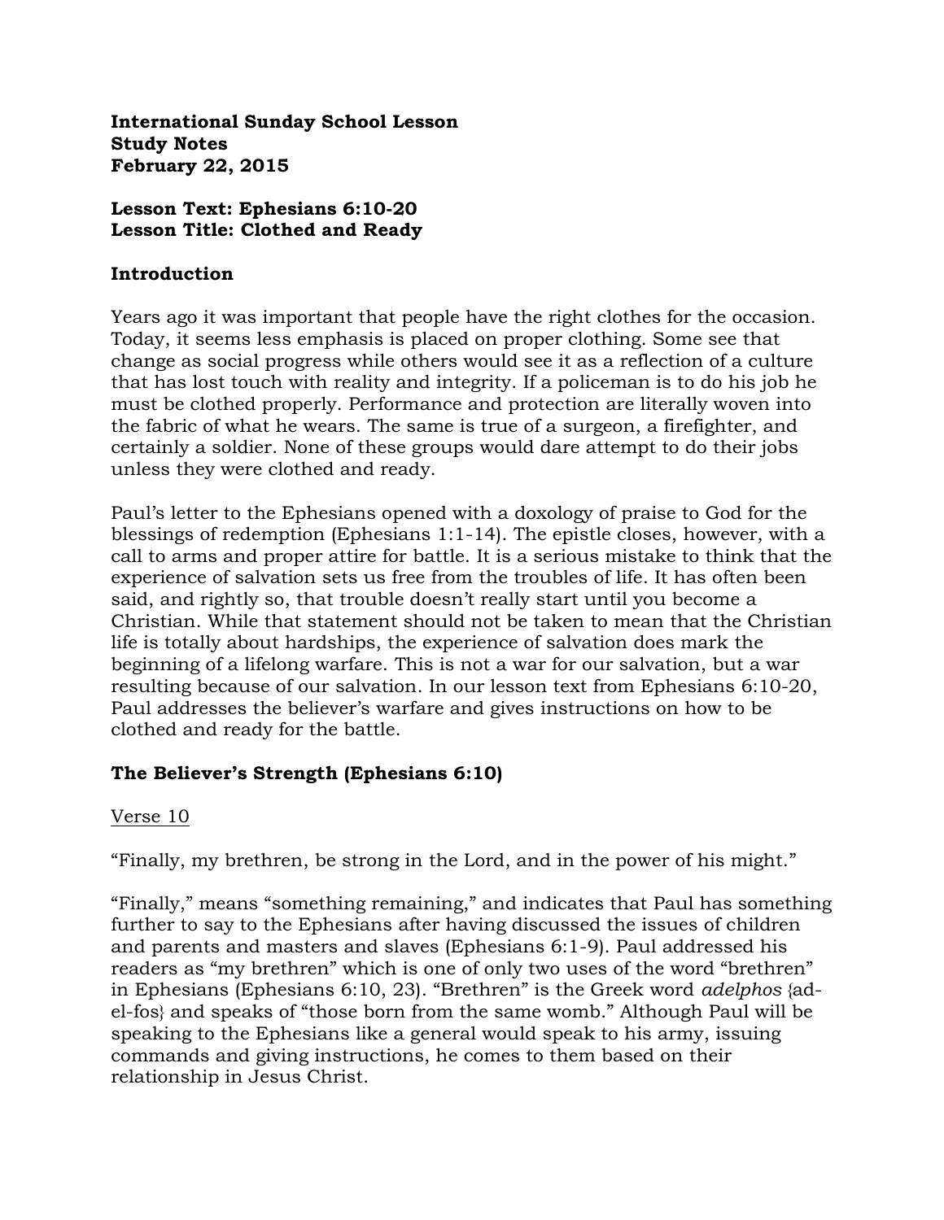**International Sunday School Lesson**
**Study Notes**
**February 22, 2015**

**Lesson Text: Ephesians 6:10-20**
**Lesson Title: Clothed and Ready**

## Introduction

Years ago it was important that people have the right clothes for the occasion. Today, it seems less emphasis is placed on proper clothing. Some see that change as social progress while others would see it as a reflection of a culture that has lost touch with reality and integrity. If a policeman is to do his job he must be clothed properly. Performance and protection are literally woven into the fabric of what he wears. The same is true of a surgeon, a firefighter, and certainly a soldier. None of these groups would dare attempt to do their jobs unless they were clothed and ready.

Paul's letter to the Ephesians opened with a doxology of praise to God for the blessings of redemption (Ephesians 1:1-14). The epistle closes, however, with a call to arms and proper attire for battle. It is a serious mistake to think that the experience of salvation sets us free from the troubles of life. It has often been said, and rightly so, that trouble doesn't really start until you become a Christian. While that statement should not be taken to mean that the Christian life is totally about hardships, the experience of salvation does mark the beginning of a lifelong warfare. This is not a war for our salvation, but a war resulting because of our salvation. In our lesson text from Ephesians 6:10-20, Paul addresses the believer's warfare and gives instructions on how to be clothed and ready for the battle.

## The Believer's Strength (Ephesians 6:10)

<u>Verse 10</u>

"Finally, my brethren, be strong in the Lord, and in the power of his might."

"Finally," means "something remaining," and indicates that Paul has something further to say to the Ephesians after having discussed the issues of children and parents and masters and slaves (Ephesians 6:1-9). Paul addressed his readers as "my brethren" which is one of only two uses of the word "brethren" in Ephesians (Ephesians 6:10, 23). "Brethren" is the Greek word *adelphos* {ad-el-fos} and speaks of "those born from the same womb." Although Paul will be speaking to the Ephesians like a general would speak to his army, issuing commands and giving instructions, he comes to them based on their relationship in Jesus Christ.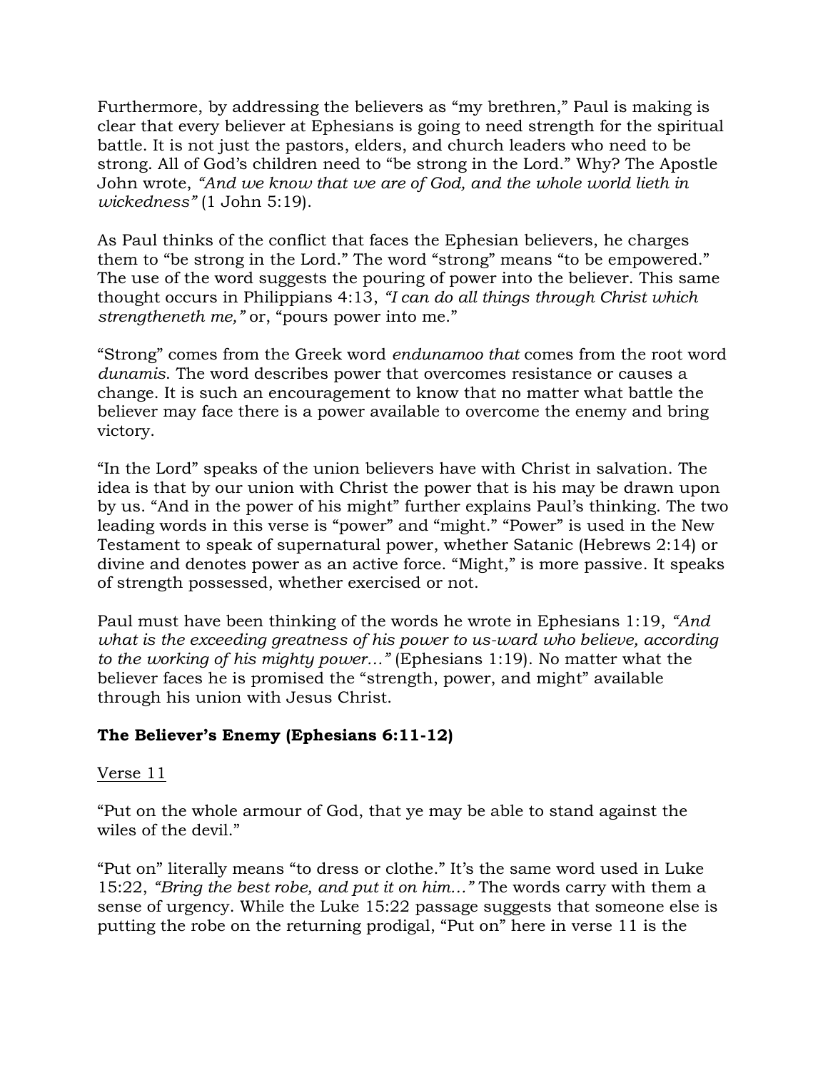Furthermore, by addressing the believers as "my brethren," Paul is making is clear that every believer at Ephesians is going to need strength for the spiritual battle. It is not just the pastors, elders, and church leaders who need to be strong. All of God's children need to "be strong in the Lord." Why? The Apostle John wrote, *"And we know that we are of God, and the whole world lieth in wickedness"* (1 John 5:19).

As Paul thinks of the conflict that faces the Ephesian believers, he charges them to "be strong in the Lord." The word "strong" means "to be empowered." The use of the word suggests the pouring of power into the believer. This same thought occurs in Philippians 4:13, *"I can do all things through Christ which strengtheneth me,"* or, "pours power into me."

"Strong" comes from the Greek word *endunamoo that* comes from the root word *dunamis*. The word describes power that overcomes resistance or causes a change. It is such an encouragement to know that no matter what battle the believer may face there is a power available to overcome the enemy and bring victory.

"In the Lord" speaks of the union believers have with Christ in salvation. The idea is that by our union with Christ the power that is his may be drawn upon by us. "And in the power of his might" further explains Paul's thinking. The two leading words in this verse is "power" and "might." "Power" is used in the New Testament to speak of supernatural power, whether Satanic (Hebrews 2:14) or divine and denotes power as an active force. "Might," is more passive. It speaks of strength possessed, whether exercised or not.

Paul must have been thinking of the words he wrote in Ephesians 1:19, *"And what is the exceeding greatness of his power to us-ward who believe, according to the working of his mighty power…"* (Ephesians 1:19). No matter what the believer faces he is promised the "strength, power, and might" available through his union with Jesus Christ.

**The Believer's Enemy (Ephesians 6:11-12)**

Verse 11

"Put on the whole armour of God, that ye may be able to stand against the wiles of the devil."

"Put on" literally means "to dress or clothe." It's the same word used in Luke 15:22, *"Bring the best robe, and put it on him…"* The words carry with them a sense of urgency. While the Luke 15:22 passage suggests that someone else is putting the robe on the returning prodigal, "Put on" here in verse 11 is the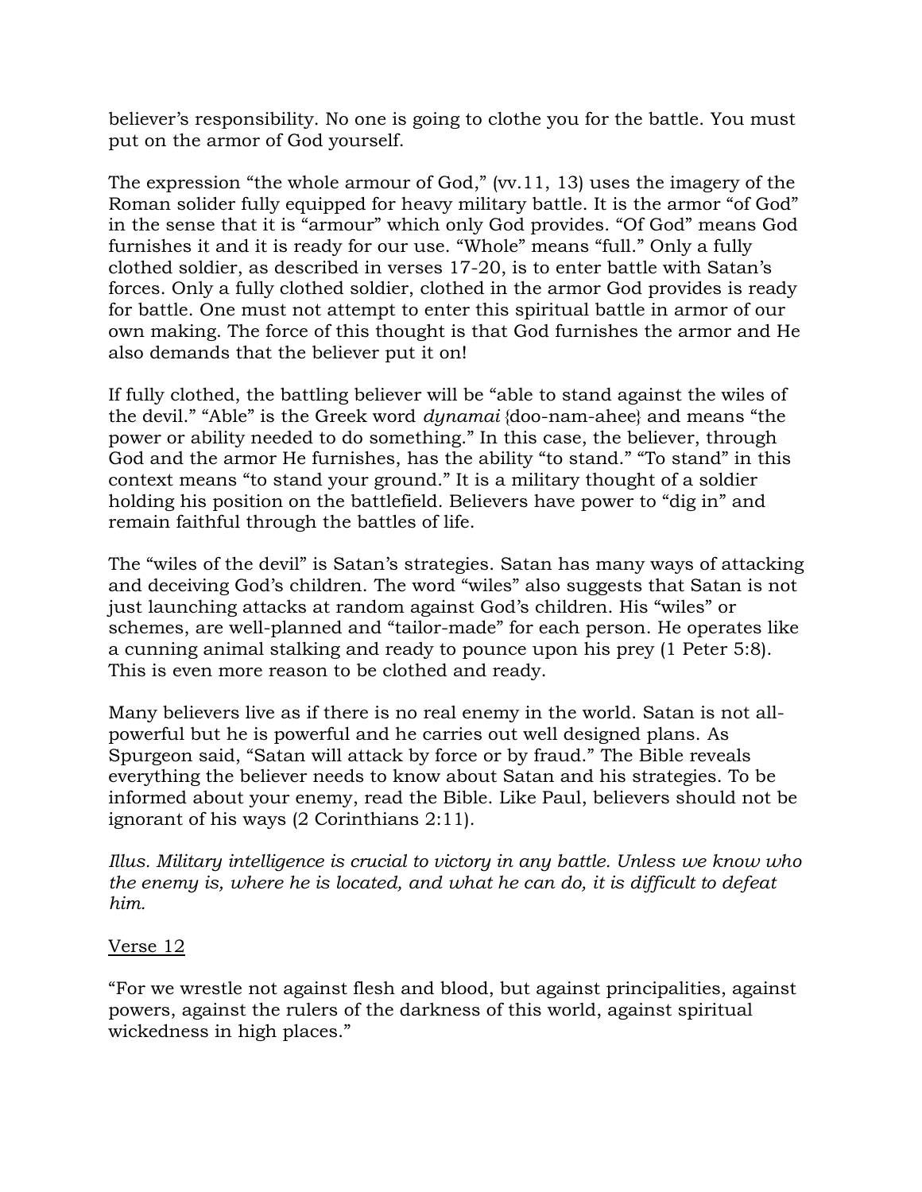believer's responsibility. No one is going to clothe you for the battle. You must put on the armor of God yourself.

The expression "the whole armour of God," (vv.11, 13) uses the imagery of the Roman solider fully equipped for heavy military battle. It is the armor "of God" in the sense that it is "armour" which only God provides. "Of God" means God furnishes it and it is ready for our use. "Whole" means "full." Only a fully clothed soldier, as described in verses 17-20, is to enter battle with Satan's forces. Only a fully clothed soldier, clothed in the armor God provides is ready for battle. One must not attempt to enter this spiritual battle in armor of our own making. The force of this thought is that God furnishes the armor and He also demands that the believer put it on!

If fully clothed, the battling believer will be "able to stand against the wiles of the devil." "Able" is the Greek word *dynamai* {doo-nam-ahee} and means "the power or ability needed to do something." In this case, the believer, through God and the armor He furnishes, has the ability "to stand." "To stand" in this context means "to stand your ground." It is a military thought of a soldier holding his position on the battlefield. Believers have power to "dig in" and remain faithful through the battles of life.

The "wiles of the devil" is Satan's strategies. Satan has many ways of attacking and deceiving God's children. The word "wiles" also suggests that Satan is not just launching attacks at random against God's children. His "wiles" or schemes, are well-planned and "tailor-made" for each person. He operates like a cunning animal stalking and ready to pounce upon his prey (1 Peter 5:8). This is even more reason to be clothed and ready.

Many believers live as if there is no real enemy in the world. Satan is not all-powerful but he is powerful and he carries out well designed plans. As Spurgeon said, "Satan will attack by force or by fraud." The Bible reveals everything the believer needs to know about Satan and his strategies. To be informed about your enemy, read the Bible. Like Paul, believers should not be ignorant of his ways (2 Corinthians 2:11).

*Illus. Military intelligence is crucial to victory in any battle. Unless we know who the enemy is, where he is located, and what he can do, it is difficult to defeat him.*

<u>Verse 12</u>

"For we wrestle not against flesh and blood, but against principalities, against powers, against the rulers of the darkness of this world, against spiritual wickedness in high places."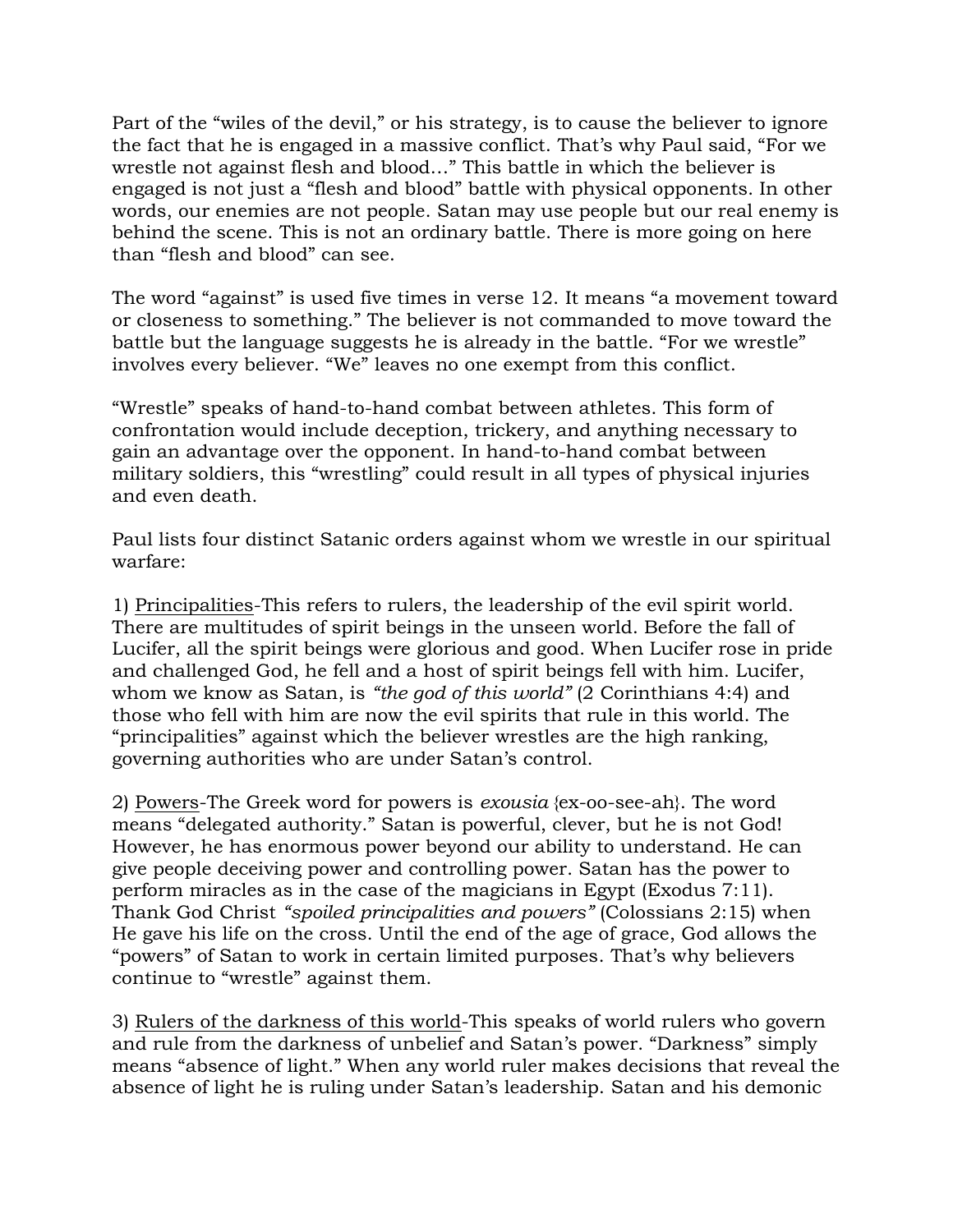Part of the "wiles of the devil," or his strategy, is to cause the believer to ignore the fact that he is engaged in a massive conflict. That's why Paul said, "For we wrestle not against flesh and blood…" This battle in which the believer is engaged is not just a "flesh and blood" battle with physical opponents. In other words, our enemies are not people. Satan may use people but our real enemy is behind the scene. This is not an ordinary battle. There is more going on here than "flesh and blood" can see.

The word "against" is used five times in verse 12. It means "a movement toward or closeness to something." The believer is not commanded to move toward the battle but the language suggests he is already in the battle. "For we wrestle" involves every believer. "We" leaves no one exempt from this conflict.

"Wrestle" speaks of hand-to-hand combat between athletes. This form of confrontation would include deception, trickery, and anything necessary to gain an advantage over the opponent. In hand-to-hand combat between military soldiers, this "wrestling" could result in all types of physical injuries and even death.

Paul lists four distinct Satanic orders against whom we wrestle in our spiritual warfare:

1) <u>Principalities</u>-This refers to rulers, the leadership of the evil spirit world. There are multitudes of spirit beings in the unseen world. Before the fall of Lucifer, all the spirit beings were glorious and good. When Lucifer rose in pride and challenged God, he fell and a host of spirit beings fell with him. Lucifer, whom we know as Satan, is *"the god of this world"* (2 Corinthians 4:4) and those who fell with him are now the evil spirits that rule in this world. The "principalities" against which the believer wrestles are the high ranking, governing authorities who are under Satan's control.

2) <u>Powers</u>-The Greek word for powers is *exousia* {ex-oo-see-ah}. The word means "delegated authority." Satan is powerful, clever, but he is not God! However, he has enormous power beyond our ability to understand. He can give people deceiving power and controlling power. Satan has the power to perform miracles as in the case of the magicians in Egypt (Exodus 7:11). Thank God Christ *"spoiled principalities and powers"* (Colossians 2:15) when He gave his life on the cross. Until the end of the age of grace, God allows the "powers" of Satan to work in certain limited purposes. That's why believers continue to "wrestle" against them.

3) <u>Rulers of the darkness of this world</u>-This speaks of world rulers who govern and rule from the darkness of unbelief and Satan's power. "Darkness" simply means "absence of light." When any world ruler makes decisions that reveal the absence of light he is ruling under Satan's leadership. Satan and his demonic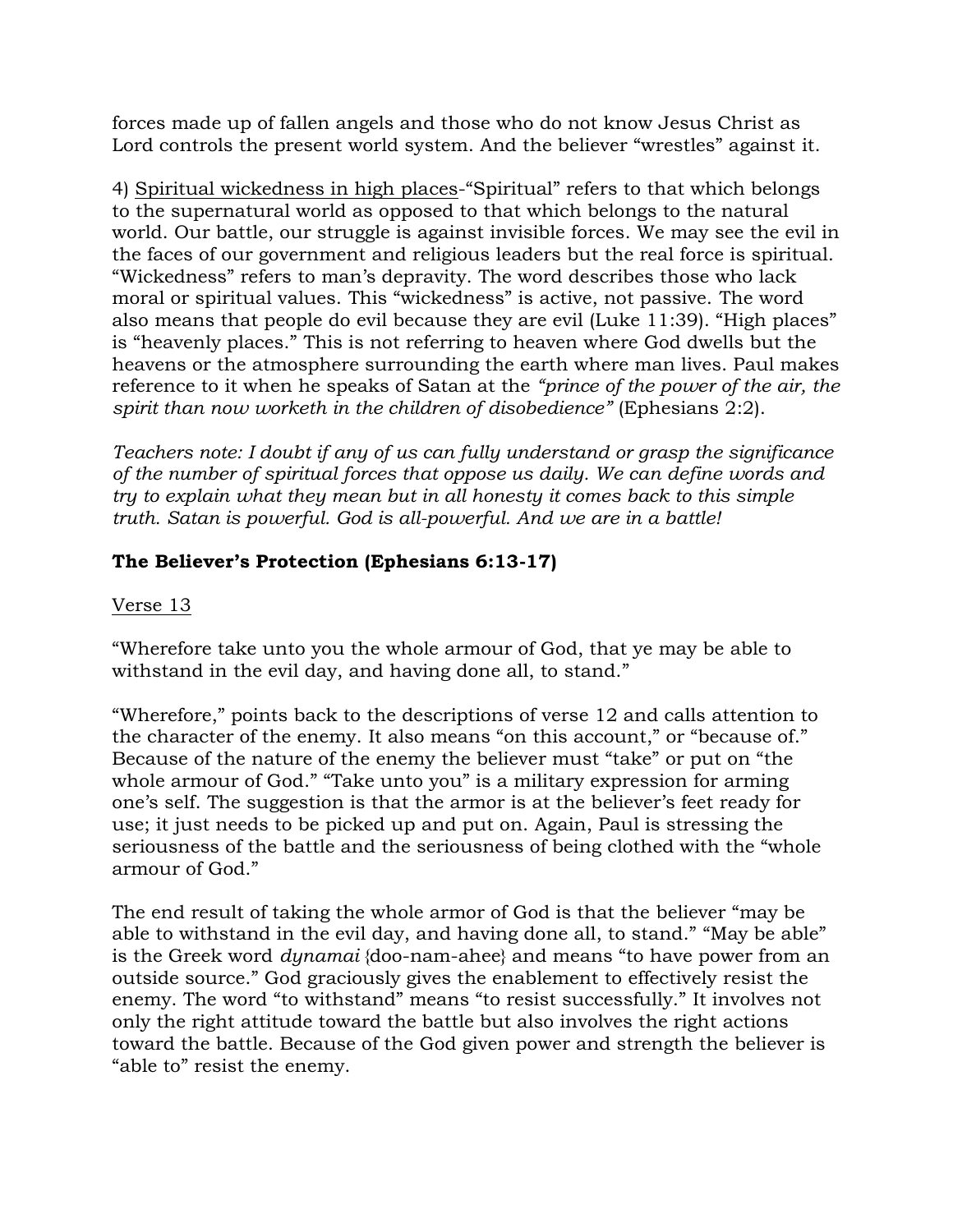forces made up of fallen angels and those who do not know Jesus Christ as Lord controls the present world system. And the believer "wrestles" against it.

4) <u>Spiritual wickedness in high places</u>-"Spiritual" refers to that which belongs to the supernatural world as opposed to that which belongs to the natural world. Our battle, our struggle is against invisible forces. We may see the evil in the faces of our government and religious leaders but the real force is spiritual. "Wickedness" refers to man's depravity. The word describes those who lack moral or spiritual values. This "wickedness" is active, not passive. The word also means that people do evil because they are evil (Luke 11:39). "High places" is "heavenly places." This is not referring to heaven where God dwells but the heavens or the atmosphere surrounding the earth where man lives. Paul makes reference to it when he speaks of Satan at the *"prince of the power of the air, the spirit than now worketh in the children of disobedience"* (Ephesians 2:2).

*Teachers note: I doubt if any of us can fully understand or grasp the significance of the number of spiritual forces that oppose us daily. We can define words and try to explain what they mean but in all honesty it comes back to this simple truth. Satan is powerful. God is all-powerful. And we are in a battle!*

**The Believer's Protection (Ephesians 6:13-17)**

<u>Verse 13</u>

"Wherefore take unto you the whole armour of God, that ye may be able to withstand in the evil day, and having done all, to stand."

"Wherefore," points back to the descriptions of verse 12 and calls attention to the character of the enemy. It also means "on this account," or "because of." Because of the nature of the enemy the believer must "take" or put on "the whole armour of God." "Take unto you" is a military expression for arming one's self. The suggestion is that the armor is at the believer's feet ready for use; it just needs to be picked up and put on. Again, Paul is stressing the seriousness of the battle and the seriousness of being clothed with the "whole armour of God."

The end result of taking the whole armor of God is that the believer "may be able to withstand in the evil day, and having done all, to stand." "May be able" is the Greek word *dynamai* {doo-nam-ahee} and means "to have power from an outside source." God graciously gives the enablement to effectively resist the enemy. The word "to withstand" means "to resist successfully." It involves not only the right attitude toward the battle but also involves the right actions toward the battle. Because of the God given power and strength the believer is "able to" resist the enemy.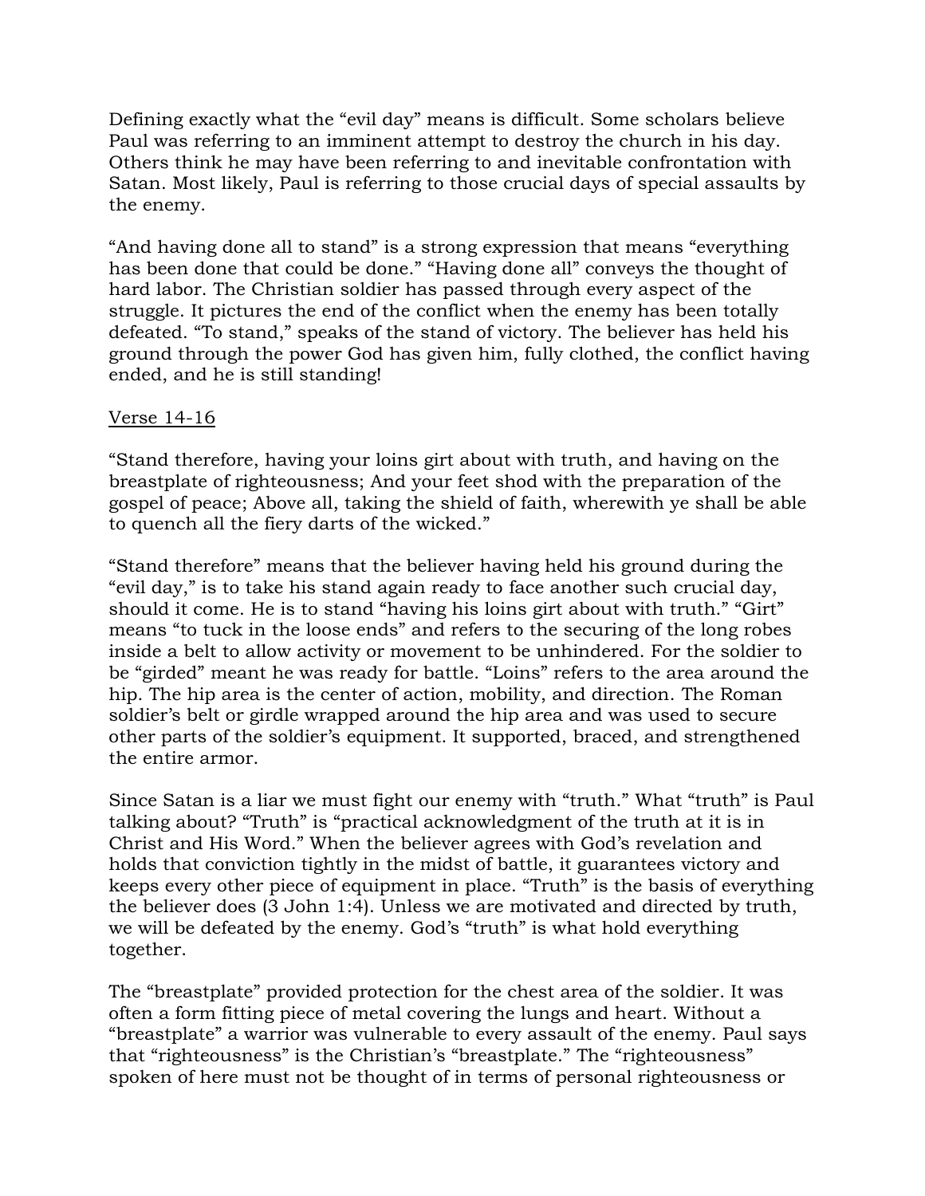Defining exactly what the "evil day" means is difficult. Some scholars believe Paul was referring to an imminent attempt to destroy the church in his day. Others think he may have been referring to and inevitable confrontation with Satan. Most likely, Paul is referring to those crucial days of special assaults by the enemy.

"And having done all to stand" is a strong expression that means "everything has been done that could be done." "Having done all" conveys the thought of hard labor. The Christian soldier has passed through every aspect of the struggle. It pictures the end of the conflict when the enemy has been totally defeated. "To stand," speaks of the stand of victory. The believer has held his ground through the power God has given him, fully clothed, the conflict having ended, and he is still standing!

<u>Verse 14-16</u>

"Stand therefore, having your loins girt about with truth, and having on the breastplate of righteousness; And your feet shod with the preparation of the gospel of peace; Above all, taking the shield of faith, wherewith ye shall be able to quench all the fiery darts of the wicked."

"Stand therefore" means that the believer having held his ground during the "evil day," is to take his stand again ready to face another such crucial day, should it come. He is to stand "having his loins girt about with truth." "Girt" means "to tuck in the loose ends" and refers to the securing of the long robes inside a belt to allow activity or movement to be unhindered. For the soldier to be "girded" meant he was ready for battle. "Loins" refers to the area around the hip. The hip area is the center of action, mobility, and direction. The Roman soldier's belt or girdle wrapped around the hip area and was used to secure other parts of the soldier's equipment. It supported, braced, and strengthened the entire armor.

Since Satan is a liar we must fight our enemy with "truth." What "truth" is Paul talking about? "Truth" is "practical acknowledgment of the truth at it is in Christ and His Word." When the believer agrees with God's revelation and holds that conviction tightly in the midst of battle, it guarantees victory and keeps every other piece of equipment in place. "Truth" is the basis of everything the believer does (3 John 1:4). Unless we are motivated and directed by truth, we will be defeated by the enemy. God's "truth" is what hold everything together.

The "breastplate" provided protection for the chest area of the soldier. It was often a form fitting piece of metal covering the lungs and heart. Without a "breastplate" a warrior was vulnerable to every assault of the enemy. Paul says that "righteousness" is the Christian's "breastplate." The "righteousness" spoken of here must not be thought of in terms of personal righteousness or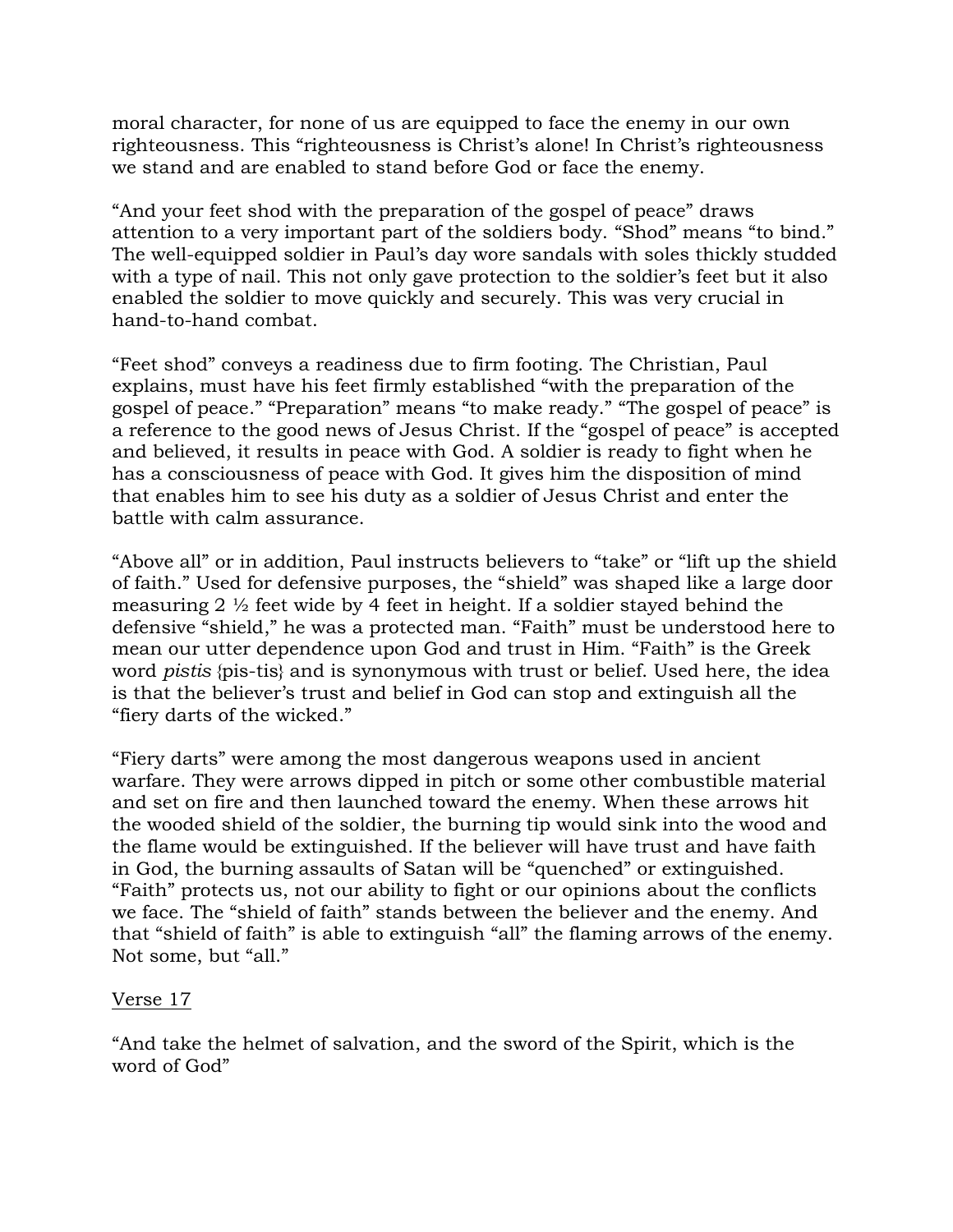moral character, for none of us are equipped to face the enemy in our own righteousness. This "righteousness is Christ's alone! In Christ's righteousness we stand and are enabled to stand before God or face the enemy.

"And your feet shod with the preparation of the gospel of peace" draws attention to a very important part of the soldiers body. "Shod" means "to bind." The well-equipped soldier in Paul's day wore sandals with soles thickly studded with a type of nail. This not only gave protection to the soldier's feet but it also enabled the soldier to move quickly and securely. This was very crucial in hand-to-hand combat.

"Feet shod" conveys a readiness due to firm footing. The Christian, Paul explains, must have his feet firmly established "with the preparation of the gospel of peace." "Preparation" means "to make ready." "The gospel of peace" is a reference to the good news of Jesus Christ. If the "gospel of peace" is accepted and believed, it results in peace with God. A soldier is ready to fight when he has a consciousness of peace with God. It gives him the disposition of mind that enables him to see his duty as a soldier of Jesus Christ and enter the battle with calm assurance.

"Above all" or in addition, Paul instructs believers to "take" or "lift up the shield of faith." Used for defensive purposes, the "shield" was shaped like a large door measuring 2 ½ feet wide by 4 feet in height. If a soldier stayed behind the defensive "shield," he was a protected man. "Faith" must be understood here to mean our utter dependence upon God and trust in Him. "Faith" is the Greek word *pistis* {pis-tis} and is synonymous with trust or belief. Used here, the idea is that the believer's trust and belief in God can stop and extinguish all the "fiery darts of the wicked."

"Fiery darts" were among the most dangerous weapons used in ancient warfare. They were arrows dipped in pitch or some other combustible material and set on fire and then launched toward the enemy. When these arrows hit the wooded shield of the soldier, the burning tip would sink into the wood and the flame would be extinguished. If the believer will have trust and have faith in God, the burning assaults of Satan will be "quenched" or extinguished. "Faith" protects us, not our ability to fight or our opinions about the conflicts we face. The "shield of faith" stands between the believer and the enemy. And that "shield of faith" is able to extinguish "all" the flaming arrows of the enemy. Not some, but "all."

<u>Verse 17</u>

"And take the helmet of salvation, and the sword of the Spirit, which is the word of God"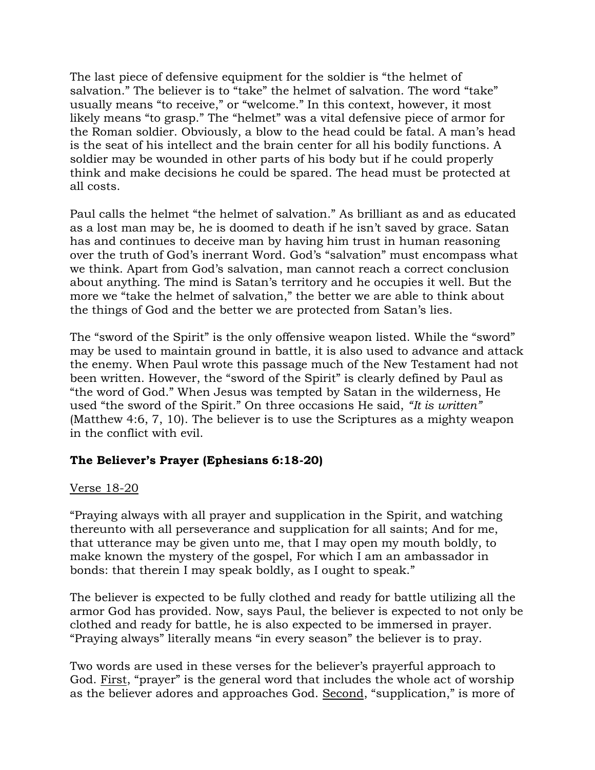The last piece of defensive equipment for the soldier is “the helmet of salvation.” The believer is to “take” the helmet of salvation. The word “take” usually means “to receive,” or “welcome.” In this context, however, it most likely means “to grasp.” The “helmet” was a vital defensive piece of armor for the Roman soldier. Obviously, a blow to the head could be fatal. A man’s head is the seat of his intellect and the brain center for all his bodily functions. A soldier may be wounded in other parts of his body but if he could properly think and make decisions he could be spared. The head must be protected at all costs.

Paul calls the helmet “the helmet of salvation.” As brilliant as and as educated as a lost man may be, he is doomed to death if he isn’t saved by grace. Satan has and continues to deceive man by having him trust in human reasoning over the truth of God’s inerrant Word. God’s “salvation” must encompass what we think. Apart from God’s salvation, man cannot reach a correct conclusion about anything. The mind is Satan’s territory and he occupies it well. But the more we “take the helmet of salvation,” the better we are able to think about the things of God and the better we are protected from Satan’s lies.

The “sword of the Spirit” is the only offensive weapon listed. While the “sword” may be used to maintain ground in battle, it is also used to advance and attack the enemy. When Paul wrote this passage much of the New Testament had not been written. However, the “sword of the Spirit” is clearly defined by Paul as “the word of God.” When Jesus was tempted by Satan in the wilderness, He used “the sword of the Spirit.” On three occasions He said, *“It is written”* (Matthew 4:6, 7, 10). The believer is to use the Scriptures as a mighty weapon in the conflict with evil.

**The Believer’s Prayer (Ephesians 6:18-20)**

<u>Verse 18-20</u>

“Praying always with all prayer and supplication in the Spirit, and watching thereunto with all perseverance and supplication for all saints; And for me, that utterance may be given unto me, that I may open my mouth boldly, to make known the mystery of the gospel, For which I am an ambassador in bonds: that therein I may speak boldly, as I ought to speak.”

The believer is expected to be fully clothed and ready for battle utilizing all the armor God has provided. Now, says Paul, the believer is expected to not only be clothed and ready for battle, he is also expected to be immersed in prayer. “Praying always” literally means “in every season” the believer is to pray.

Two words are used in these verses for the believer’s prayerful approach to God. <u>First</u>, “prayer” is the general word that includes the whole act of worship as the believer adores and approaches God. <u>Second</u>, “supplication,” is more of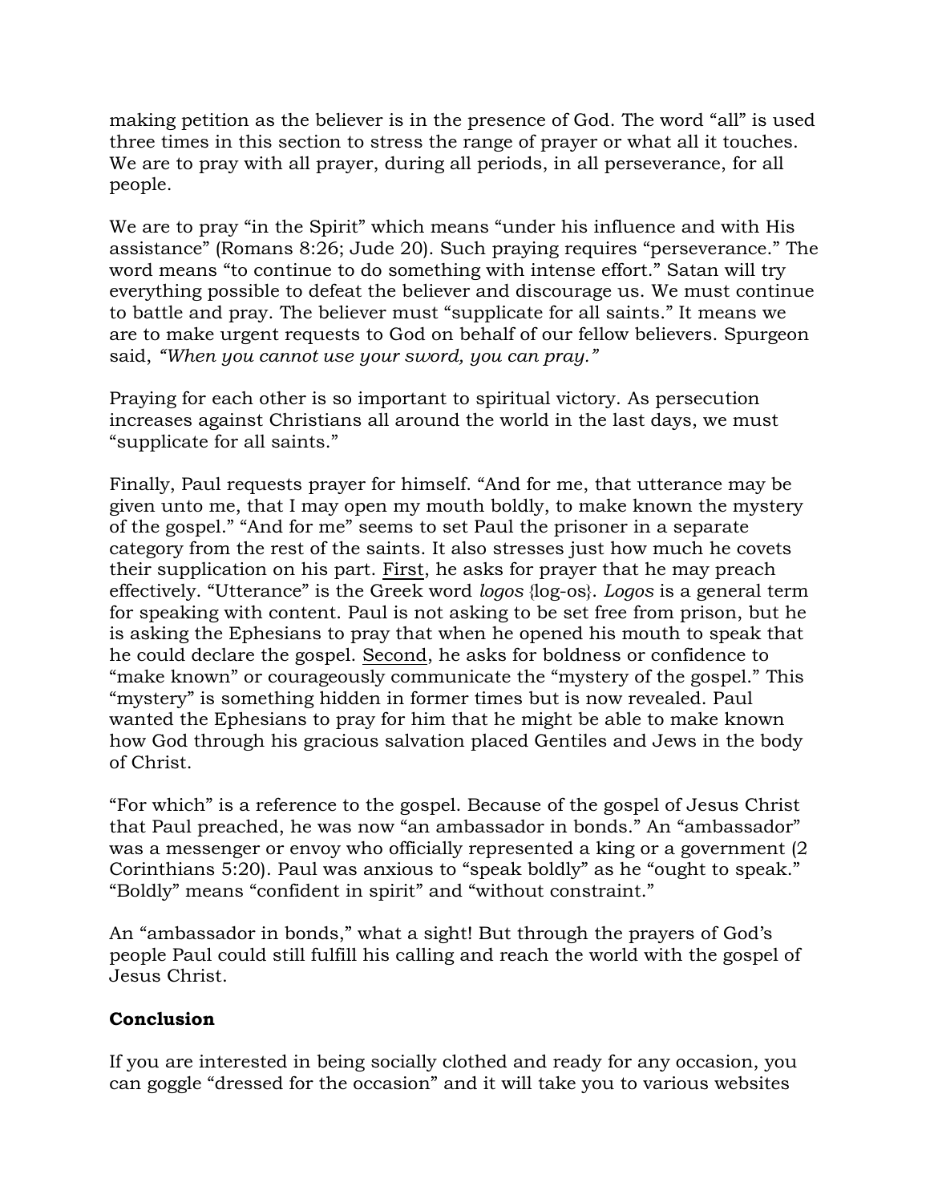making petition as the believer is in the presence of God. The word "all" is used three times in this section to stress the range of prayer or what all it touches. We are to pray with all prayer, during all periods, in all perseverance, for all people.

We are to pray "in the Spirit" which means "under his influence and with His assistance" (Romans 8:26; Jude 20). Such praying requires "perseverance." The word means "to continue to do something with intense effort." Satan will try everything possible to defeat the believer and discourage us. We must continue to battle and pray. The believer must "supplicate for all saints." It means we are to make urgent requests to God on behalf of our fellow believers. Spurgeon said, *"When you cannot use your sword, you can pray."*

Praying for each other is so important to spiritual victory. As persecution increases against Christians all around the world in the last days, we must "supplicate for all saints."

Finally, Paul requests prayer for himself. "And for me, that utterance may be given unto me, that I may open my mouth boldly, to make known the mystery of the gospel." "And for me" seems to set Paul the prisoner in a separate category from the rest of the saints. It also stresses just how much he covets their supplication on his part. <u>First</u>, he asks for prayer that he may preach effectively. "Utterance" is the Greek word *logos* {log-os}. *Logos* is a general term for speaking with content. Paul is not asking to be set free from prison, but he is asking the Ephesians to pray that when he opened his mouth to speak that he could declare the gospel. <u>Second</u>, he asks for boldness or confidence to "make known" or courageously communicate the "mystery of the gospel." This "mystery" is something hidden in former times but is now revealed. Paul wanted the Ephesians to pray for him that he might be able to make known how God through his gracious salvation placed Gentiles and Jews in the body of Christ.

"For which" is a reference to the gospel. Because of the gospel of Jesus Christ that Paul preached, he was now "an ambassador in bonds." An "ambassador" was a messenger or envoy who officially represented a king or a government (2 Corinthians 5:20). Paul was anxious to "speak boldly" as he "ought to speak." "Boldly" means "confident in spirit" and "without constraint."

An "ambassador in bonds," what a sight! But through the prayers of God's people Paul could still fulfill his calling and reach the world with the gospel of Jesus Christ.

**Conclusion**

If you are interested in being socially clothed and ready for any occasion, you can goggle "dressed for the occasion" and it will take you to various websites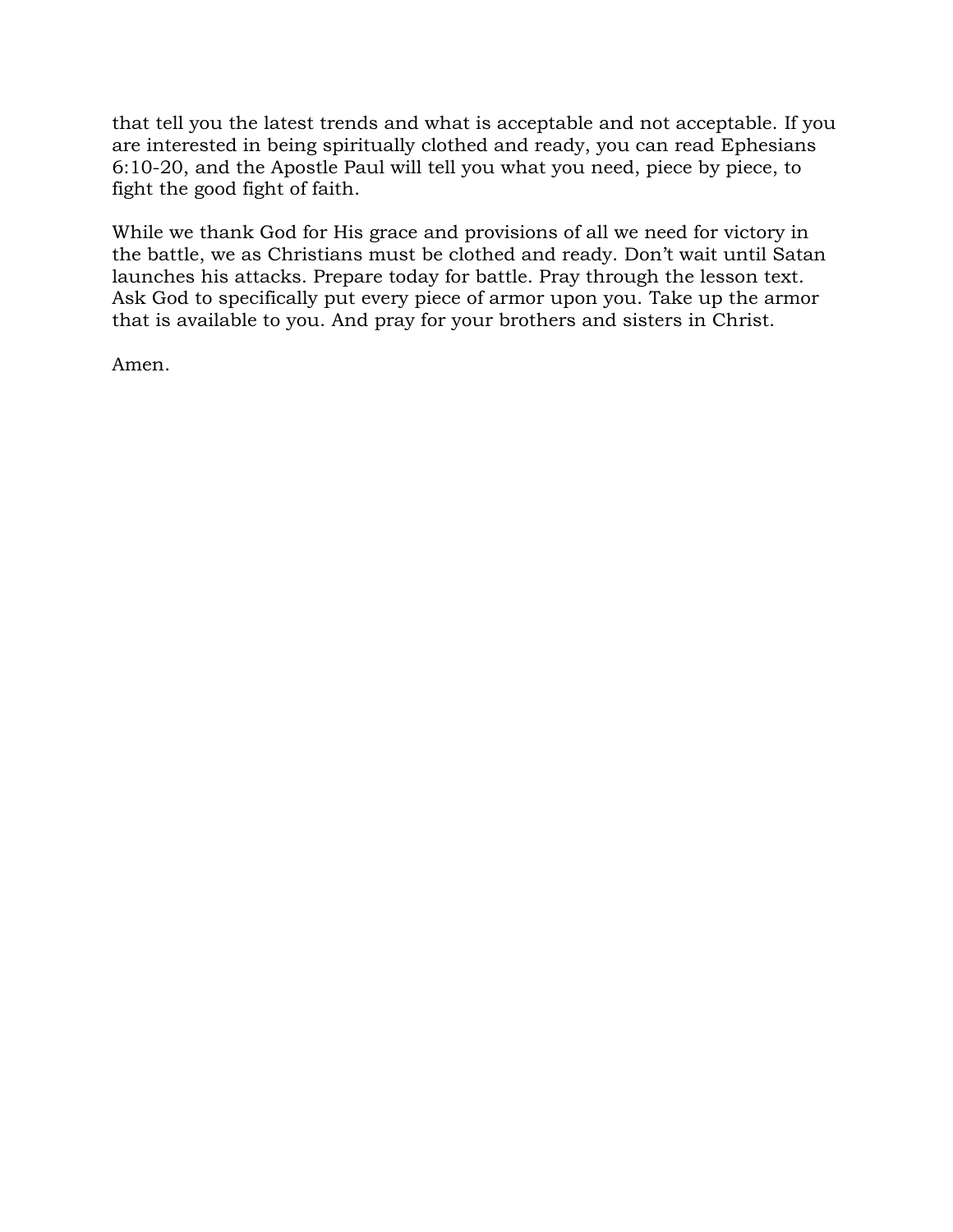that tell you the latest trends and what is acceptable and not acceptable. If you are interested in being spiritually clothed and ready, you can read Ephesians 6:10-20, and the Apostle Paul will tell you what you need, piece by piece, to fight the good fight of faith.

While we thank God for His grace and provisions of all we need for victory in the battle, we as Christians must be clothed and ready. Don't wait until Satan launches his attacks. Prepare today for battle. Pray through the lesson text. Ask God to specifically put every piece of armor upon you. Take up the armor that is available to you. And pray for your brothers and sisters in Christ.

Amen.